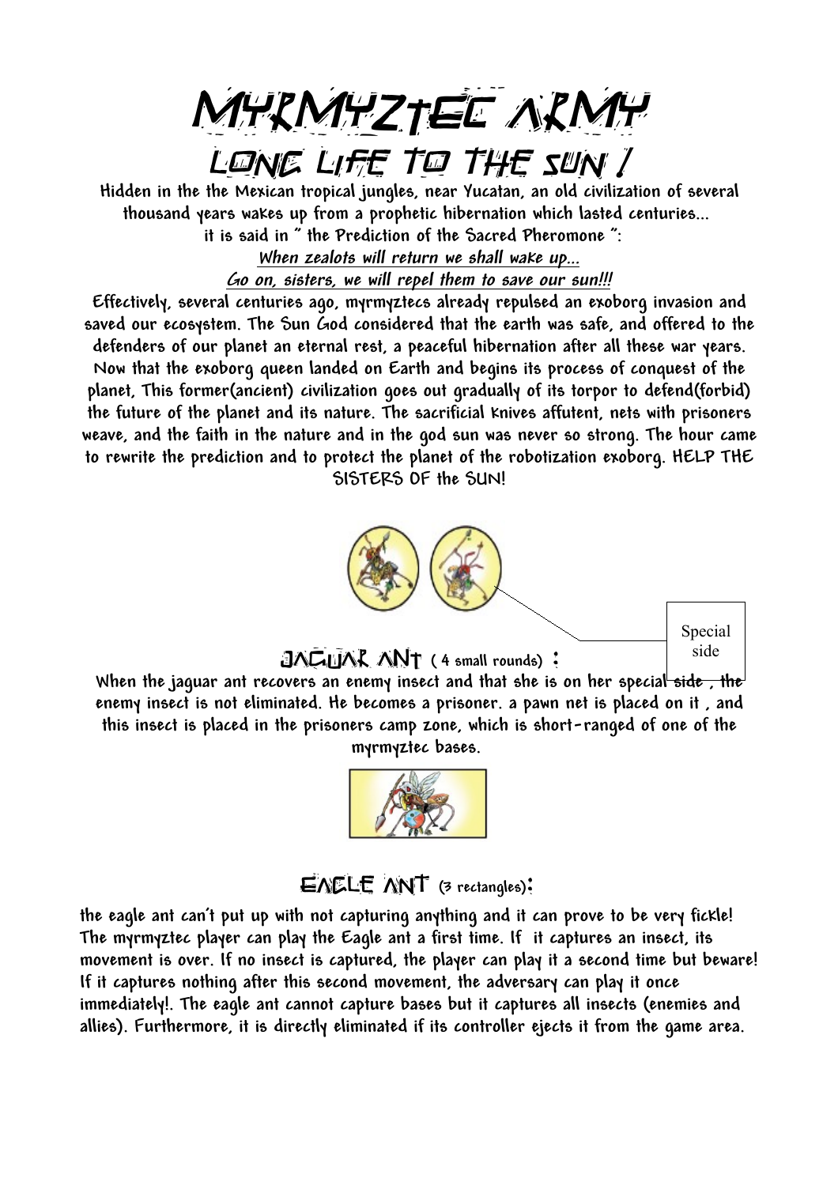# MYRMYZTEC ARMY

## LONG LIFE TO THE SUN !

Hidden in the the Mexican tropical jungles, near Yucatan, an old civilization of several thousand years wakes up from a prophetic hibernation which lasted centuries... it is said in " the Prediction of the Sacred Pheromone ":

*When zealots will return we shall wake up...*

*Go on, sisters, we will repel them to save our sun!!!*

Effectively, several centuries ago, myrmyztecs already repulsed an exoborg invasion and saved our ecosystem. The Sun God considered that the earth was safe, and offered to the defenders of our planet an eternal rest, a peaceful hibernation after all these war years. Now that the exoborg queen landed on Earth and begins its process of conquest of the planet, This former(ancient) civilization goes out gradually of its torpor to defend(forbid) the future of the planet and its nature. The sacrificial knives affutent, nets with prisoners weave, and the faith in the nature and in the god sun was never so strong. The hour came to rewrite the prediction and to protect the planet of the robotization exoborg. HELP THE SISTERS OF the SUN!

Special side

### JAGUAR ANT ( 4 small rounds) :

When the jaguar ant recovers an enemy insect and that she is on her special side , the enemy insect is not eliminated. He becomes a prisoner. a pawn net is placed on it , and this insect is placed in the prisoners camp zone, which is short-ranged of one of the myrmyztec bases.

### EAGLE ANT (3 rectangles):

the eagle ant can't put up with not capturing anything and it can prove to be very fickle! The myrmyztec player can play the Eagle ant a first time. If it captures an insect, its movement is over. If no insect is captured, the player can play it a second time but beware! If it captures nothing after this second movement, the adversary can play it once immediately!. The eagle ant cannot capture bases but it captures all insects (enemies and allies). Furthermore, it is directly eliminated if its controller ejects it from the game area.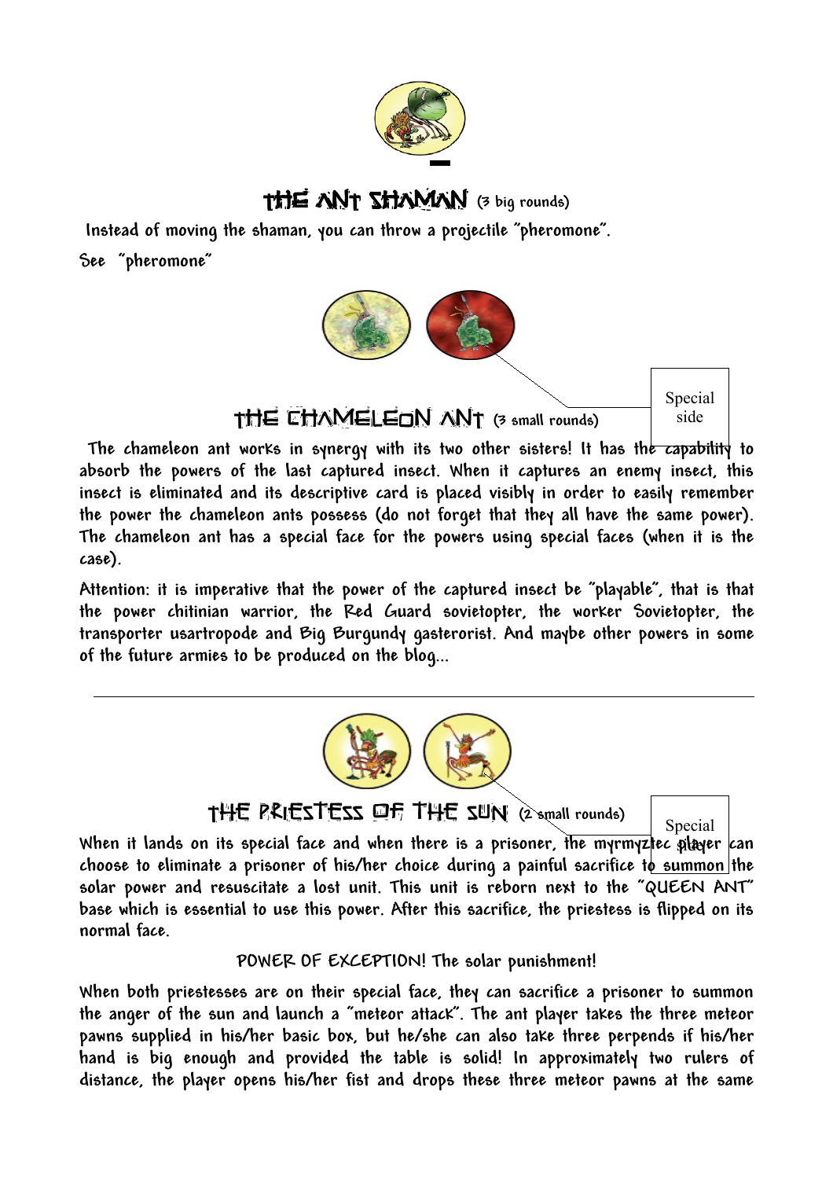## THE ANT SHAMAN (3 big rounds)

Instead of moving the shaman, you can throw a projectile "pheromone".

See "pheromone"

Special side

## THE CHAMELEON ANT (3 small rounds)

The chameleon ant works in synergy with its two other sisters! It has the capability to absorb the powers of the last captured insect. When it captures an enemy insect, this insect is eliminated and its descriptive card is placed visibly in order to easily remember the power the chameleon ants possess (do not forget that they all have the same power). The chameleon ant has a special face for the powers using special faces (when it is the case).

Attention: it is imperative that the power of the captured insect be "playable", that is that the power chitinian warrior, the Red Guard sovietopter, the worker Sovietopter, the transporter usartropode and Big Burgundy gasterorist. And maybe other powers in some of the future armies to be produced on the blog...

---

Special side

## THE PRIESTESS OF THE SUN (2 small rounds)

When it lands on its special face and when there is a prisoner, the myrmyztec player can choose to eliminate a prisoner of his/her choice during a painful sacrifice to summon the solar power and resuscitate a lost unit. This unit is reborn next to the "QUEEN ANT" base which is essential to use this power. After this sacrifice, the priestess is flipped on its normal face.

POWER OF EXCEPTION! The solar punishment!

When both priestesses are on their special face, they can sacrifice a prisoner to summon the anger of the sun and launch a "meteor attack". The ant player takes the three meteor pawns supplied in his/her basic box, but he/she can also take three perpends if his/her hand is big enough and provided the table is solid! In approximately two rulers of distance, the player opens his/her fist and drops these three meteor pawns at the same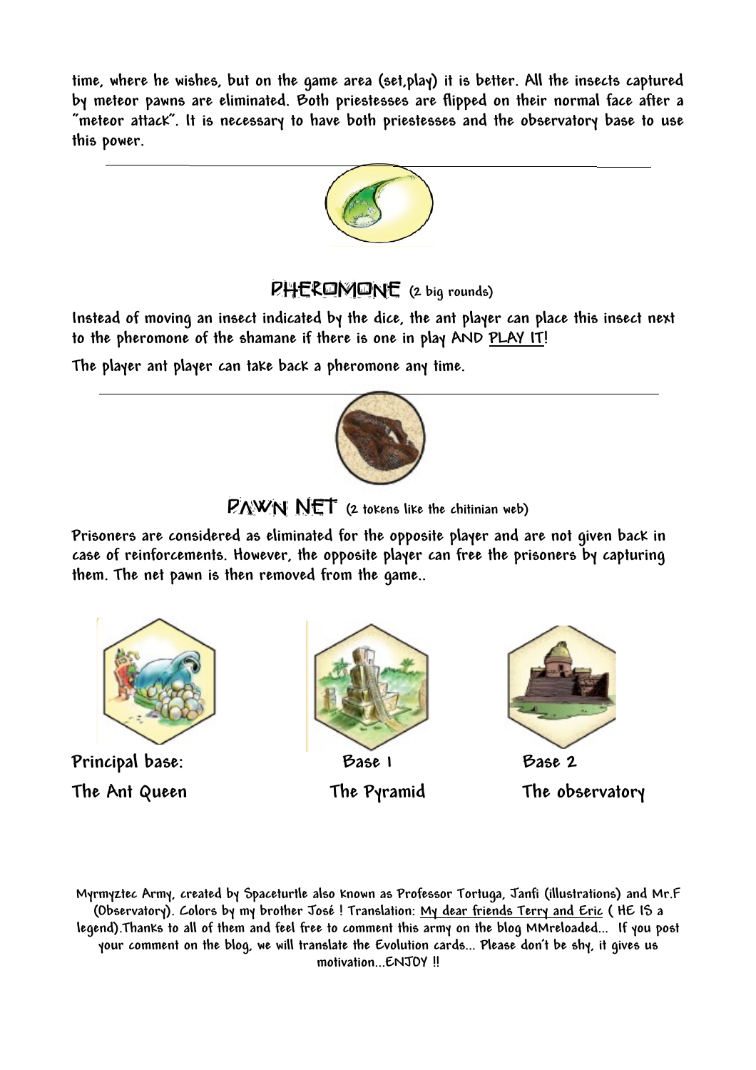time, where he wishes, but on the game area (set,play) it is better. All the insects captured by meteor pawns are eliminated. Both priestesses are flipped on their normal face after a "meteor attack". It is necessary to have both priestesses and the observatory base to use this power.

## PHEROMONE (2 big rounds)

Instead of moving an insect indicated by the dice, the ant player can place this insect next to the pheromone of the shamane if there is one in play AND PLAY IT!

The player ant player can take back a pheromone any time.

## PAWN NET (2 tokens like the chitinian web)

Prisoners are considered as eliminated for the opposite player and are not given back in case of reinforcements. However, the opposite player can free the prisoners by capturing them. The net pawn is then removed from the game..

Principal base:
The Ant Queen

Base 1
The Pyramid

Base 2
The observatory

Myrmyztec Army, created by Spaceturtle also known as Professor Tortuga, Janfi (illustrations) and Mr.F (Observatory). Colors by my brother José ! Translation: My dear friends Terry and Eric ( HE IS a legend).Thanks to all of them and feel free to comment this army on the blog MMreloaded... If you post your comment on the blog, we will translate the Evolution cards... Please don't be shy, it gives us motivation...ENJOY !!